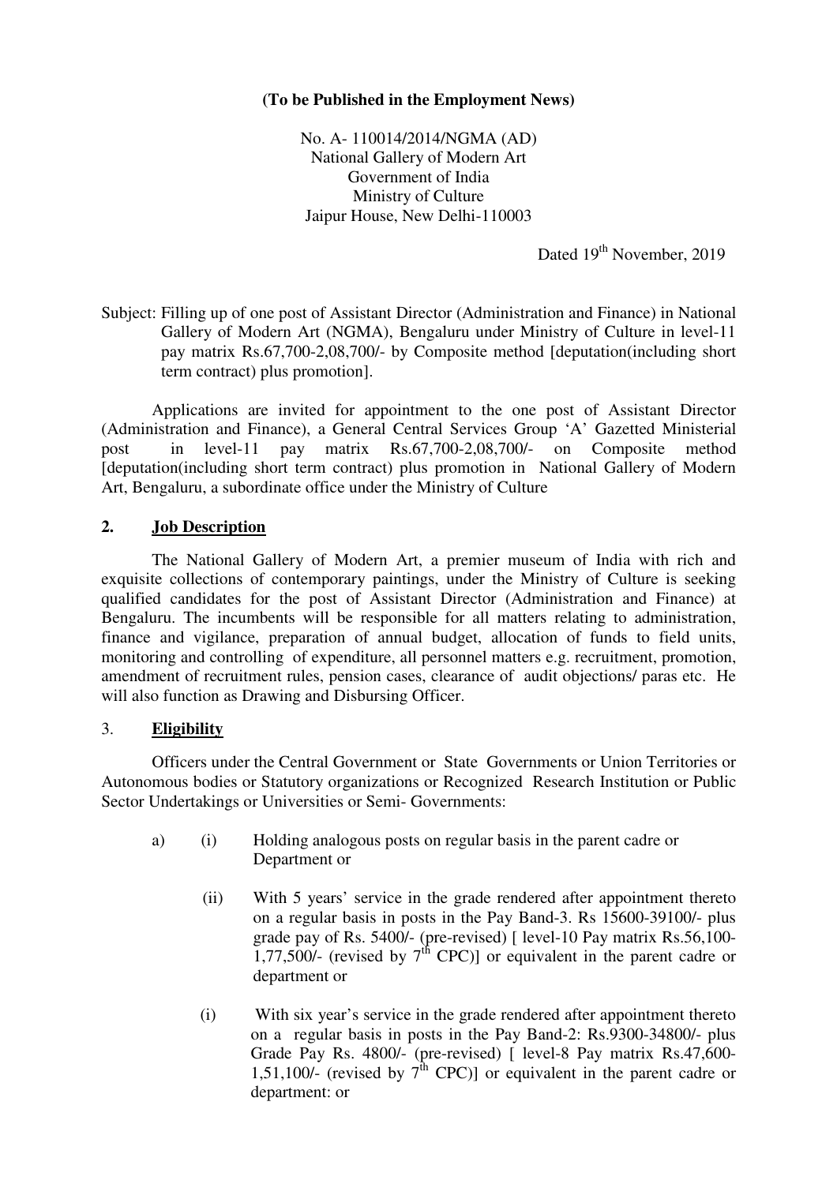**(To be Published in the Employment News)**

No. A- 110014/2014/NGMA (AD)
National Gallery of Modern Art
Government of India
Ministry of Culture
Jaipur House, New Delhi-110003

Dated 19th November, 2019

Subject: Filling up of one post of Assistant Director (Administration and Finance) in National Gallery of Modern Art (NGMA), Bengaluru under Ministry of Culture in level-11 pay matrix Rs.67,700-2,08,700/- by Composite method [deputation(including short term contract) plus promotion].

Applications are invited for appointment to the one post of Assistant Director (Administration and Finance), a General Central Services Group 'A' Gazetted Ministerial post in level-11 pay matrix Rs.67,700-2,08,700/- on Composite method [deputation(including short term contract) plus promotion in National Gallery of Modern Art, Bengaluru, a subordinate office under the Ministry of Culture

## 2. Job Description

The National Gallery of Modern Art, a premier museum of India with rich and exquisite collections of contemporary paintings, under the Ministry of Culture is seeking qualified candidates for the post of Assistant Director (Administration and Finance) at Bengaluru. The incumbents will be responsible for all matters relating to administration, finance and vigilance, preparation of annual budget, allocation of funds to field units, monitoring and controlling of expenditure, all personnel matters e.g. recruitment, promotion, amendment of recruitment rules, pension cases, clearance of audit objections/ paras etc. He will also function as Drawing and Disbursing Officer.

## 3. Eligibility

Officers under the Central Government or State Governments or Union Territories or Autonomous bodies or Statutory organizations or Recognized Research Institution or Public Sector Undertakings or Universities or Semi- Governments:

a) (i) Holding analogous posts on regular basis in the parent cadre or Department or

(ii) With 5 years' service in the grade rendered after appointment thereto on a regular basis in posts in the Pay Band-3. Rs 15600-39100/- plus grade pay of Rs. 5400/- (pre-revised) [ level-10 Pay matrix Rs.56,100-1,77,500/- (revised by 7th CPC)] or equivalent in the parent cadre or department or

(i) With six year's service in the grade rendered after appointment thereto on a regular basis in posts in the Pay Band-2: Rs.9300-34800/- plus Grade Pay Rs. 4800/- (pre-revised) [ level-8 Pay matrix Rs.47,600-1,51,100/- (revised by 7th CPC)] or equivalent in the parent cadre or department: or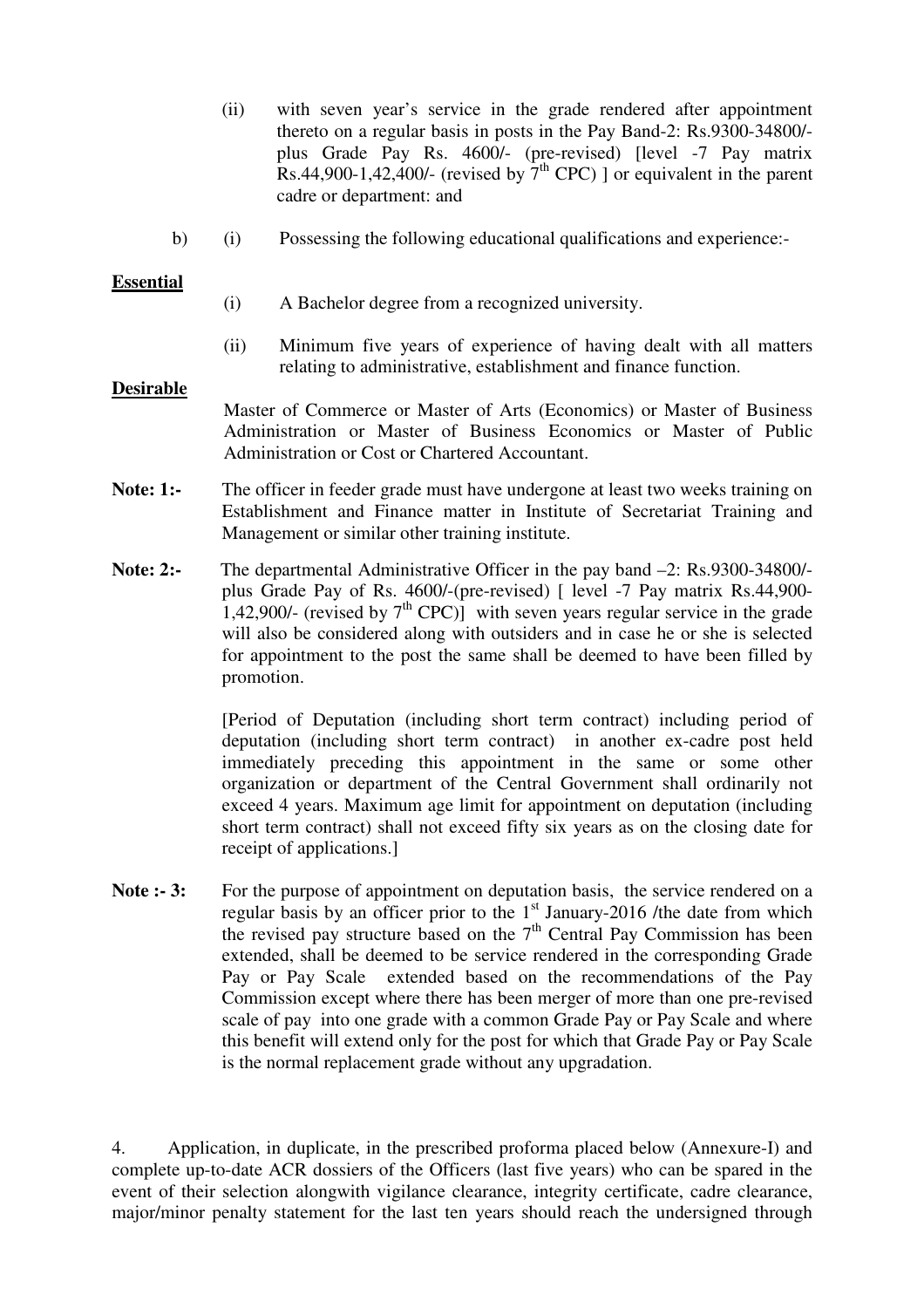(ii) with seven year's service in the grade rendered after appointment thereto on a regular basis in posts in the Pay Band-2: Rs.9300-34800/- plus Grade Pay Rs. 4600/- (pre-revised) [level -7 Pay matrix Rs.44,900-1,42,400/- (revised by 7th CPC) ] or equivalent in the parent cadre or department: and

b) (i) Possessing the following educational qualifications and experience:-

**Essential**

(i) A Bachelor degree from a recognized university.

(ii) Minimum five years of experience of having dealt with all matters relating to administrative, establishment and finance function.

**Desirable**

Master of Commerce or Master of Arts (Economics) or Master of Business Administration or Master of Business Economics or Master of Public Administration or Cost or Chartered Accountant.

**Note: 1:-** The officer in feeder grade must have undergone at least two weeks training on Establishment and Finance matter in Institute of Secretariat Training and Management or similar other training institute.

**Note: 2:-** The departmental Administrative Officer in the pay band –2: Rs.9300-34800/- plus Grade Pay of Rs. 4600/-(pre-revised) [ level -7 Pay matrix Rs.44,900-1,42,900/- (revised by 7th CPC)] with seven years regular service in the grade will also be considered along with outsiders and in case he or she is selected for appointment to the post the same shall be deemed to have been filled by promotion.

[Period of Deputation (including short term contract) including period of deputation (including short term contract) in another ex-cadre post held immediately preceding this appointment in the same or some other organization or department of the Central Government shall ordinarily not exceed 4 years. Maximum age limit for appointment on deputation (including short term contract) shall not exceed fifty six years as on the closing date for receipt of applications.]

**Note :- 3:** For the purpose of appointment on deputation basis, the service rendered on a regular basis by an officer prior to the 1st January-2016 /the date from which the revised pay structure based on the 7th Central Pay Commission has been extended, shall be deemed to be service rendered in the corresponding Grade Pay or Pay Scale extended based on the recommendations of the Pay Commission except where there has been merger of more than one pre-revised scale of pay into one grade with a common Grade Pay or Pay Scale and where this benefit will extend only for the post for which that Grade Pay or Pay Scale is the normal replacement grade without any upgradation.

4. Application, in duplicate, in the prescribed proforma placed below (Annexure-I) and complete up-to-date ACR dossiers of the Officers (last five years) who can be spared in the event of their selection alongwith vigilance clearance, integrity certificate, cadre clearance, major/minor penalty statement for the last ten years should reach the undersigned through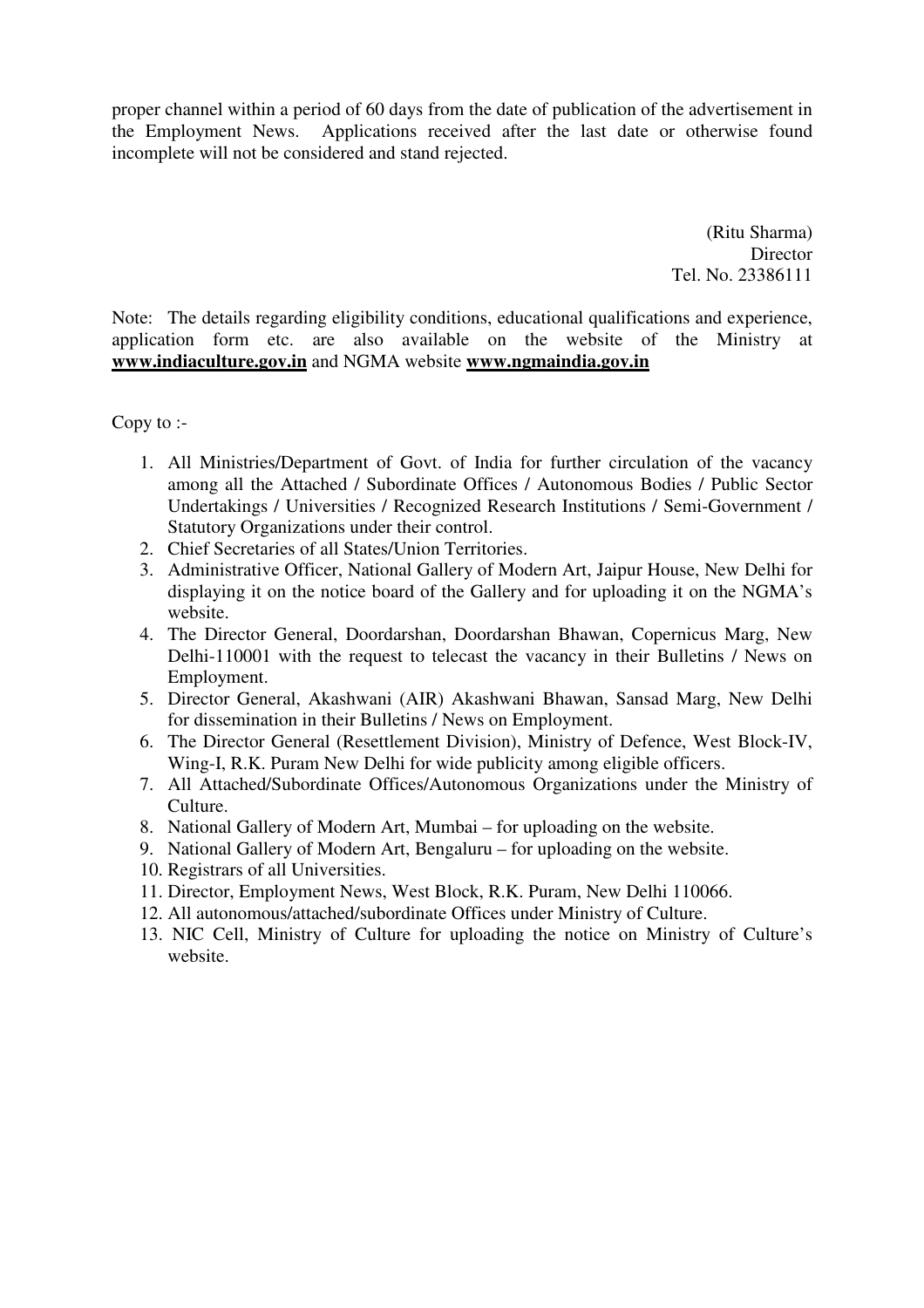proper channel within a period of 60 days from the date of publication of the advertisement in the Employment News. Applications received after the last date or otherwise found incomplete will not be considered and stand rejected.

(Ritu Sharma)
Director
Tel. No. 23386111

Note: The details regarding eligibility conditions, educational qualifications and experience, application form etc. are also available on the website of the Ministry at **www.indiaculture.gov.in** and NGMA website **www.ngmaindia.gov.in**

Copy to :-

1. All Ministries/Department of Govt. of India for further circulation of the vacancy among all the Attached / Subordinate Offices / Autonomous Bodies / Public Sector Undertakings / Universities / Recognized Research Institutions / Semi-Government / Statutory Organizations under their control.
2. Chief Secretaries of all States/Union Territories.
3. Administrative Officer, National Gallery of Modern Art, Jaipur House, New Delhi for displaying it on the notice board of the Gallery and for uploading it on the NGMA's website.
4. The Director General, Doordarshan, Doordarshan Bhawan, Copernicus Marg, New Delhi-110001 with the request to telecast the vacancy in their Bulletins / News on Employment.
5. Director General, Akashwani (AIR) Akashwani Bhawan, Sansad Marg, New Delhi for dissemination in their Bulletins / News on Employment.
6. The Director General (Resettlement Division), Ministry of Defence, West Block-IV, Wing-I, R.K. Puram New Delhi for wide publicity among eligible officers.
7. All Attached/Subordinate Offices/Autonomous Organizations under the Ministry of Culture.
8. National Gallery of Modern Art, Mumbai – for uploading on the website.
9. National Gallery of Modern Art, Bengaluru – for uploading on the website.
10. Registrars of all Universities.
11. Director, Employment News, West Block, R.K. Puram, New Delhi 110066.
12. All autonomous/attached/subordinate Offices under Ministry of Culture.
13. NIC Cell, Ministry of Culture for uploading the notice on Ministry of Culture's website.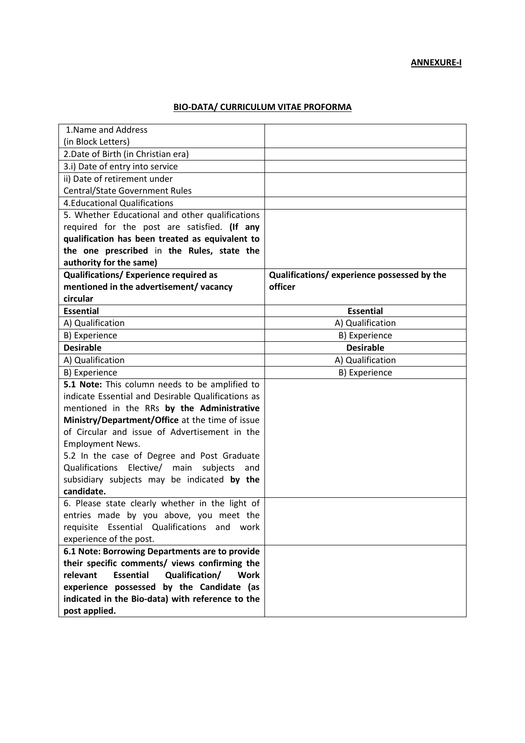**ANNEXURE-I**

## BIO-DATA/ CURRICULUM VITAE PROFORMA

| | |
|---|---|
| 1.Name and Address (in Block Letters) | |
| 2.Date of Birth (in Christian era) | |
| 3.i) Date of entry into service | |
| ii) Date of retirement under Central/State Government Rules | |
| 4.Educational Qualifications | |
| 5. Whether Educational and other qualifications required for the post are satisfied. **(If any qualification has been treated as equivalent to the one prescribed** in **the Rules, state the authority for the same)** | |
| **Qualifications/ Experience required as mentioned in the advertisement/ vacancy circular** | **Qualifications/ experience possessed by the officer** |
| **Essential** | **Essential** |
| A) Qualification | A) Qualification |
| B) Experience | B) Experience |
| **Desirable** | **Desirable** |
| A) Qualification | A) Qualification |
| B) Experience | B) Experience |
| **5.1 Note:** This column needs to be amplified to indicate Essential and Desirable Qualifications as mentioned in the RRs **by the Administrative Ministry/Department/Office** at the time of issue of Circular and issue of Advertisement in the Employment News. 5.2 In the case of Degree and Post Graduate Qualifications Elective/ main subjects and subsidiary subjects may be indicated **by the candidate.** | |
| 6. Please state clearly whether in the light of entries made by you above, you meet the requisite Essential Qualifications and work experience of the post. | |
| **6.1 Note: Borrowing Departments are to provide their specific comments/ views confirming the relevant Essential Qualification/ Work experience possessed by the Candidate (as indicated in the Bio-data) with reference to the post applied.** | |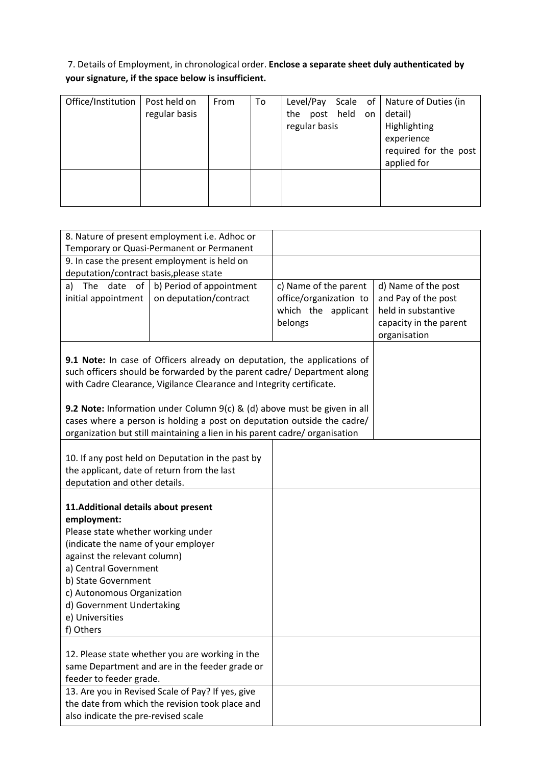7. Details of Employment, in chronological order. **Enclose a separate sheet duly authenticated by your signature, if the space below is insufficient.**

| Office/Institution | Post held on regular basis | From | To | Level/Pay Scale of the post held on regular basis | Nature of Duties (in detail) Highlighting experience required for the post applied for |
|---|---|---|---|---|---|
| | | | | | |

| 8. Nature of present employment i.e. Adhoc or Temporary or Quasi-Permanent or Permanent | | | |
|---|---|---|---|
| 9. In case the present employment is held on deputation/contract basis,please state | | | |
| a) The date of initial appointment | b) Period of appointment on deputation/contract | c) Name of the parent office/organization to which the applicant belongs | d) Name of the post and Pay of the post held in substantive capacity in the parent organisation |
| **9.1 Note:** In case of Officers already on deputation, the applications of such officers should be forwarded by the parent cadre/ Department along with Cadre Clearance, Vigilance Clearance and Integrity certificate.<br><br>**9.2 Note:** Information under Column 9(c) & (d) above must be given in all cases where a person is holding a post on deputation outside the cadre/ organization but still maintaining a lien in his parent cadre/ organisation | | | |
| 10. If any post held on Deputation in the past by the applicant, date of return from the last deputation and other details. | | | |
| **11.Additional details about present employment:**<br>Please state whether working under (indicate the name of your employer against the relevant column)<br>a) Central Government<br>b) State Government<br>c) Autonomous Organization<br>d) Government Undertaking<br>e) Universities<br>f) Others | | | |
| 12. Please state whether you are working in the same Department and are in the feeder grade or feeder to feeder grade. | | | |
| 13. Are you in Revised Scale of Pay? If yes, give the date from which the revision took place and also indicate the pre-revised scale | | | |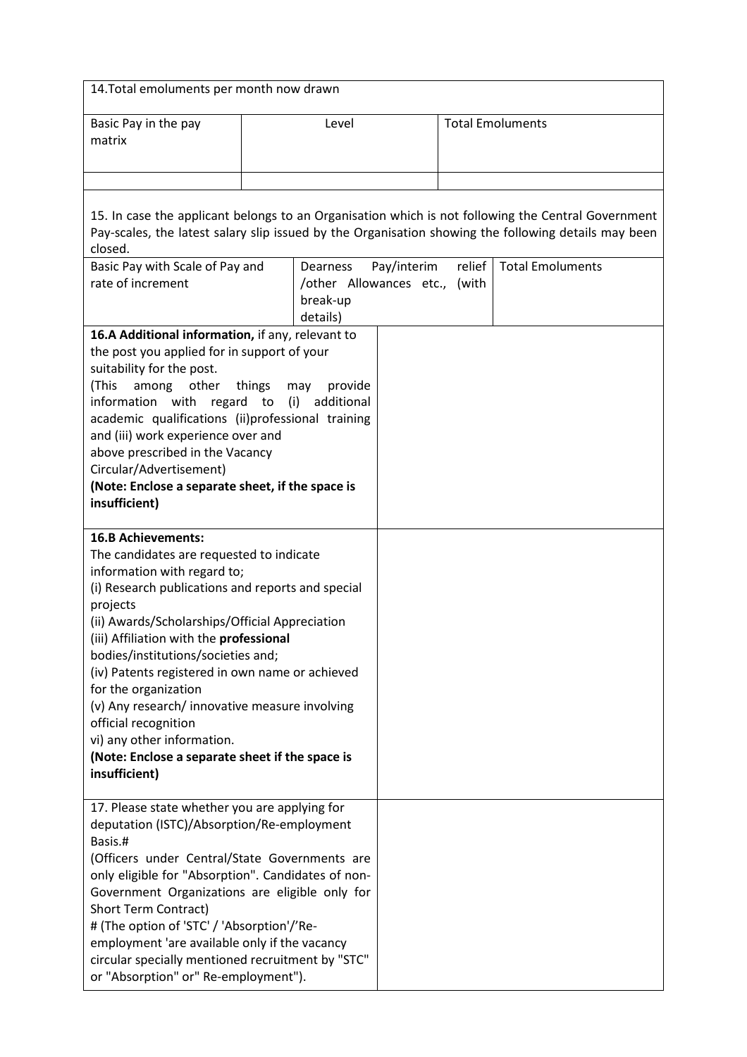| 14.Total emoluments per month now drawn | | |
|---|---|---|
| Basic Pay in the pay matrix | Level | Total Emoluments |
| | | |

15. In case the applicant belongs to an Organisation which is not following the Central Government Pay-scales, the latest salary slip issued by the Organisation showing the following details may been closed.

| Basic Pay with Scale of Pay and rate of increment | Dearness Pay/interim relief /other Allowances etc., (with break-up details) | Total Emoluments |
|---|---|---|
| | | |

| | |
|---|---|
| **16.A Additional information,** if any, relevant to the post you applied for in support of your suitability for the post.<br>(This among other things may provide information with regard to (i) additional academic qualifications (ii)professional training and (iii) work experience over and above prescribed in the Vacancy Circular/Advertisement)<br>**(Note: Enclose a separate sheet, if the space is insufficient)** | |
| **16.B Achievements:**<br>The candidates are requested to indicate information with regard to;<br>(i) Research publications and reports and special projects<br>(ii) Awards/Scholarships/Official Appreciation<br>(iii) Affiliation with the **professional** bodies/institutions/societies and;<br>(iv) Patents registered in own name or achieved for the organization<br>(v) Any research/ innovative measure involving official recognition<br>vi) any other information.<br>**(Note: Enclose a separate sheet if the space is insufficient)** | |
| 17. Please state whether you are applying for deputation (ISTC)/Absorption/Re-employment Basis.#<br>(Officers under Central/State Governments are only eligible for "Absorption". Candidates of non-Government Organizations are eligible only for Short Term Contract)<br># (The option of 'STC' / 'Absorption'/'Re-employment 'are available only if the vacancy circular specially mentioned recruitment by "STC" or "Absorption" or" Re-employment"). | |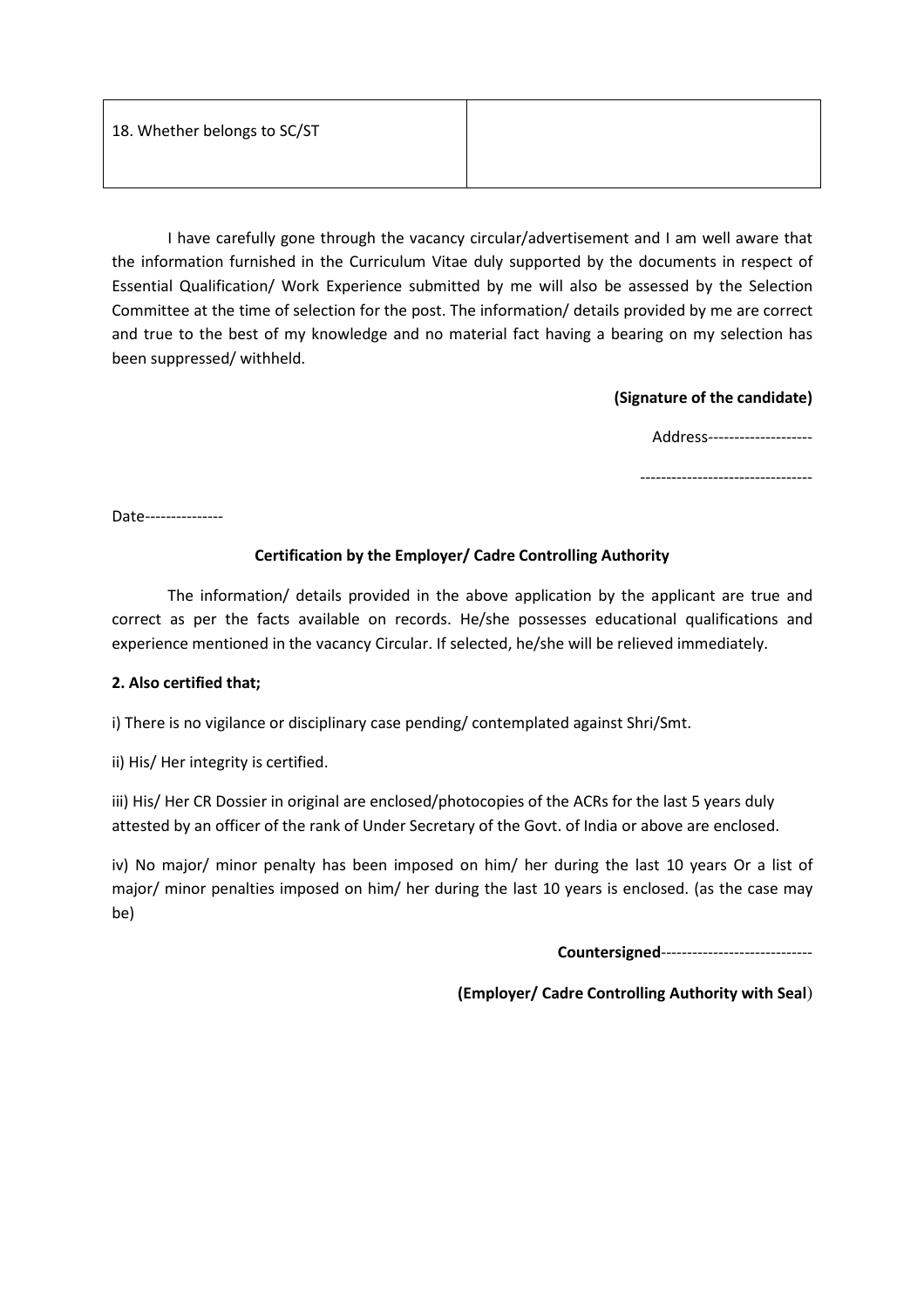| | |
|---|---|
| 18. Whether belongs to SC/ST | |

I have carefully gone through the vacancy circular/advertisement and I am well aware that the information furnished in the Curriculum Vitae duly supported by the documents in respect of Essential Qualification/ Work Experience submitted by me will also be assessed by the Selection Committee at the time of selection for the post. The information/ details provided by me are correct and true to the best of my knowledge and no material fact having a bearing on my selection has been suppressed/ withheld.

**(Signature of the candidate)**

Address--------------------

---------------------------------

Date---------------

**Certification by the Employer/ Cadre Controlling Authority**

The information/ details provided in the above application by the applicant are true and correct as per the facts available on records. He/she possesses educational qualifications and experience mentioned in the vacancy Circular. If selected, he/she will be relieved immediately.

**2. Also certified that;**

i) There is no vigilance or disciplinary case pending/ contemplated against Shri/Smt.

ii) His/ Her integrity is certified.

iii) His/ Her CR Dossier in original are enclosed/photocopies of the ACRs for the last 5 years duly attested by an officer of the rank of Under Secretary of the Govt. of India or above are enclosed.

iv) No major/ minor penalty has been imposed on him/ her during the last 10 years Or a list of major/ minor penalties imposed on him/ her during the last 10 years is enclosed. (as the case may be)

**Countersigned**-----------------------------

**(Employer/ Cadre Controlling Authority with Seal**)